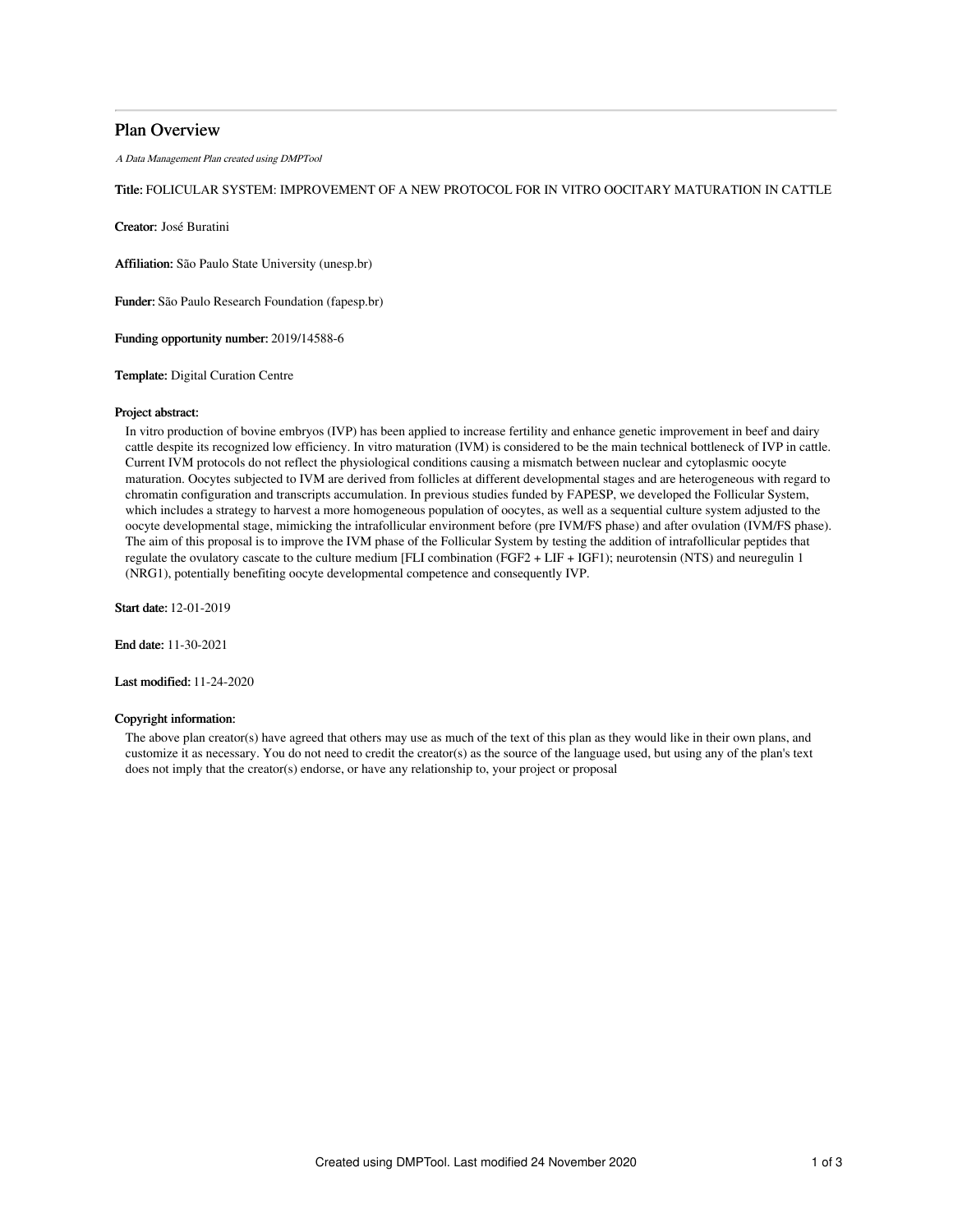# Plan Overview

*A Data Management Plan created using DMPTool*

**Title:** FOLICULAR SYSTEM: IMPROVEMENT OF A NEW PROTOCOL FOR IN VITRO OOCITARY MATURATION IN CATTLE

**Creator:** José Buratini

**Affiliation:** São Paulo State University (unesp.br)

**Funder:** São Paulo Research Foundation (fapesp.br)

**Funding opportunity number:** 2019/14588-6

**Template:** Digital Curation Centre

**Project abstract:**

In vitro production of bovine embryos (IVP) has been applied to increase fertility and enhance genetic improvement in beef and dairy cattle despite its recognized low efficiency. In vitro maturation (IVM) is considered to be the main technical bottleneck of IVP in cattle. Current IVM protocols do not reflect the physiological conditions causing a mismatch between nuclear and cytoplasmic oocyte maturation. Oocytes subjected to IVM are derived from follicles at different developmental stages and are heterogeneous with regard to chromatin configuration and transcripts accumulation. In previous studies funded by FAPESP, we developed the Follicular System, which includes a strategy to harvest a more homogeneous population of oocytes, as well as a sequential culture system adjusted to the oocyte developmental stage, mimicking the intrafollicular environment before (pre IVM/FS phase) and after ovulation (IVM/FS phase). The aim of this proposal is to improve the IVM phase of the Follicular System by testing the addition of intrafollicular peptides that regulate the ovulatory cascate to the culture medium [FLI combination (FGF2 + LIF + IGF1); neurotensin (NTS) and neuregulin 1 (NRG1), potentially benefiting oocyte developmental competence and consequently IVP.

**Start date:** 12-01-2019

**End date:** 11-30-2021

**Last modified:** 11-24-2020

**Copyright information:**

The above plan creator(s) have agreed that others may use as much of the text of this plan as they would like in their own plans, and customize it as necessary. You do not need to credit the creator(s) as the source of the language used, but using any of the plan's text does not imply that the creator(s) endorse, or have any relationship to, your project or proposal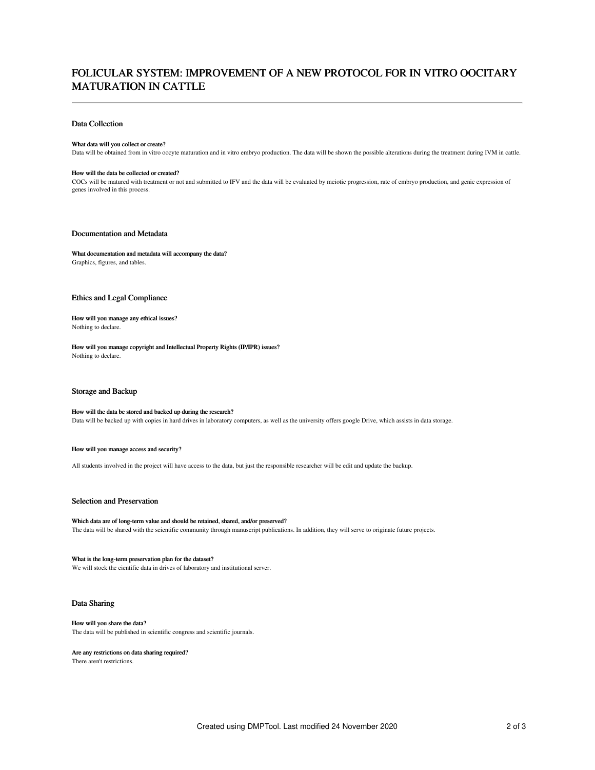# FOLICULAR SYSTEM: IMPROVEMENT OF A NEW PROTOCOL FOR IN VITRO OOCITARY MATURATION IN CATTLE

## Data Collection

**What data will you collect or create?**

Data will be obtained from in vitro oocyte maturation and in vitro embryo production. The data will be shown the possible alterations during the treatment during IVM in cattle.

**How will the data be collected or created?**

COCs will be matured with treatment or not and submitted to IFV and the data will be evaluated by meiotic progression, rate of embryo production, and genic expression of genes involved in this process.

## Documentation and Metadata

**What documentation and metadata will accompany the data?**

Graphics, figures, and tables.

## Ethics and Legal Compliance

**How will you manage any ethical issues?**

Nothing to declare.

**How will you manage copyright and Intellectual Property Rights (IP/IPR) issues?**

Nothing to declare.

## Storage and Backup

**How will the data be stored and backed up during the research?**

Data will be backed up with copies in hard drives in laboratory computers, as well as the university offers google Drive, which assists in data storage.

**How will you manage access and security?**

All students involved in the project will have access to the data, but just the responsible researcher will be edit and update the backup.

## Selection and Preservation

**Which data are of long-term value and should be retained, shared, and/or preserved?**

The data will be shared with the scientific community through manuscript publications. In addition, they will serve to originate future projects.

**What is the long-term preservation plan for the dataset?**

We will stock the cientific data in drives of laboratory and institutional server.

## Data Sharing

**How will you share the data?**

The data will be published in scientific congress and scientific journals.

**Are any restrictions on data sharing required?**

There aren't restrictions.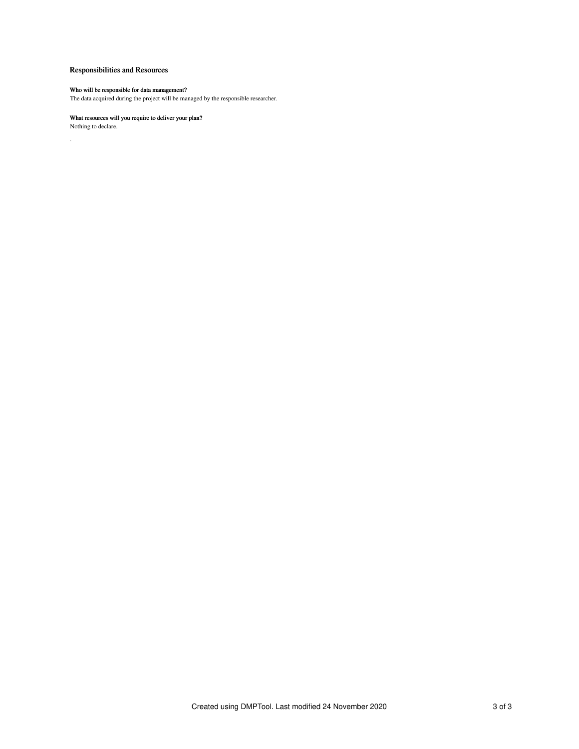## Responsibilities and Resources

**Who will be responsible for data management?**

The data acquired during the project will be managed by the responsible researcher.

**What resources will you require to deliver your plan?**

Nothing to declare.